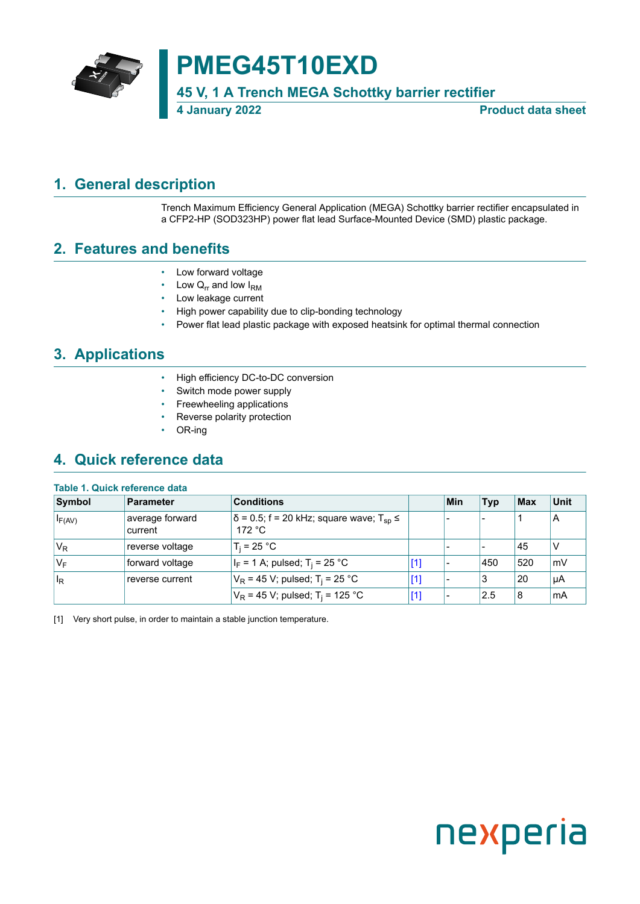# PMEG45T10EXD

## 45 V, 1 A Trench MEGA Schottky barrier rectifier

**4 January 2022** **Product data sheet**

## 1. General description

Trench Maximum Efficiency General Application (MEGA) Schottky barrier rectifier encapsulated in a CFP2-HP (SOD323HP) power flat lead Surface-Mounted Device (SMD) plastic package.

## 2. Features and benefits

- Low forward voltage
- Low $Q_{rr}$ and low $I_{RM}$
- Low leakage current
- High power capability due to clip-bonding technology
- Power flat lead plastic package with exposed heatsink for optimal thermal connection

## 3. Applications

- High efficiency DC-to-DC conversion
- Switch mode power supply
- Freewheeling applications
- Reverse polarity protection
- OR-ing

## 4. Quick reference data

**Table 1. Quick reference data**

| Symbol | Parameter | Conditions | | Min | Typ | Max | Unit |
|---|---|---|---|---|---|---|---|
| $I_{F(AV)}$ | average forward current | δ = 0.5; f = 20 kHz; square wave; $T_{sp}$ ≤ 172 °C | | - | - | 1 | A |
| $V_R$ | reverse voltage | $T_j$ = 25 °C | | - | - | 45 | V |
| $V_F$ | forward voltage | $I_F$ = 1 A; pulsed; $T_j$ = 25 °C | [1] | - | 450 | 520 | mV |
| $I_R$ | reverse current | $V_R$ = 45 V; pulsed; $T_j$ = 25 °C | [1] | - | 3 | 20 | µA |
| | | $V_R$ = 45 V; pulsed; $T_j$ = 125 °C | [1] | - | 2.5 | 8 | mA |

[1] Very short pulse, in order to maintain a stable junction temperature.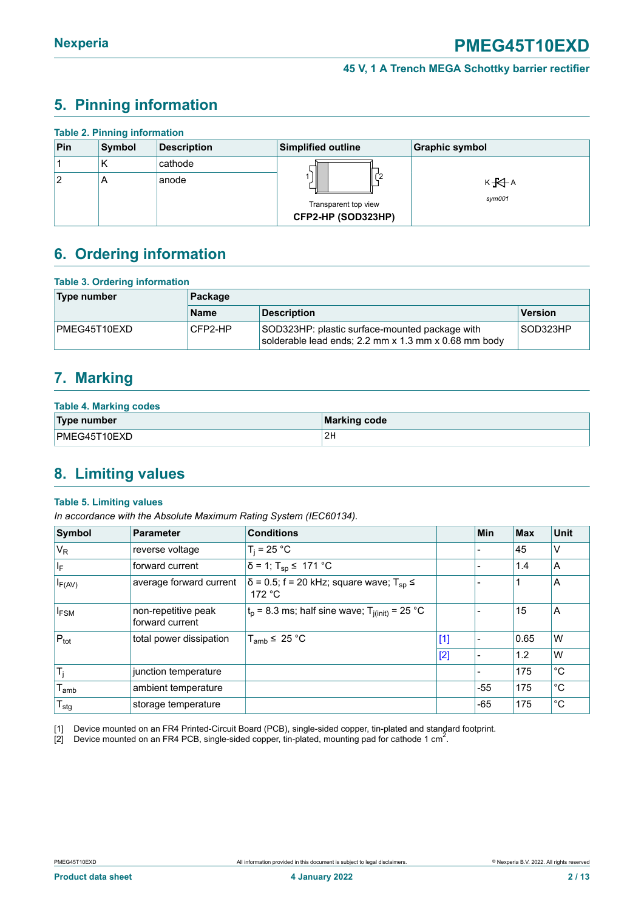## 5. Pinning information

**Table 2. Pinning information**

| Pin | Symbol | Description | Simplified outline | Graphic symbol |
|---|---|---|---|---|
| 1 | K | cathode | Transparent top view<br>**CFP2-HP (SOD323HP)** | K A<br>*sym001* |
| 2 | A | anode | | |

## 6. Ordering information

**Table 3. Ordering information**

| Type number | Package | | |
|---|---|---|---|
| | Name | Description | Version |
| PMEG45T10EXD | CFP2-HP | SOD323HP: plastic surface-mounted package with solderable lead ends; 2.2 mm x 1.3 mm x 0.68 mm body | SOD323HP |

## 7. Marking

**Table 4. Marking codes**

| Type number | Marking code |
|---|---|
| PMEG45T10EXD | 2H |

## 8. Limiting values

**Table 5. Limiting values**

*In accordance with the Absolute Maximum Rating System (IEC60134).*

| Symbol | Parameter | Conditions | | Min | Max | Unit |
|---|---|---|---|---|---|---|
| $V_R$ | reverse voltage | $T_j$ = 25 °C | | - | 45 | V |
| $I_F$ | forward current | δ = 1; $T_{sp}$ ≤ 171 °C | | - | 1.4 | A |
| $I_{F(AV)}$ | average forward current | δ = 0.5; f = 20 kHz; square wave; $T_{sp}$ ≤ 172 °C | | - | 1 | A |
| $I_{FSM}$ | non-repetitive peak forward current | $t_p$ = 8.3 ms; half sine wave; $T_{j(init)}$ = 25 °C | | - | 15 | A |
| $P_{tot}$ | total power dissipation | $T_{amb}$ ≤ 25 °C | [1] | - | 0.65 | W |
| | | | [2] | - | 1.2 | W |
| $T_j$ | junction temperature | | | - | 175 | °C |
| $T_{amb}$ | ambient temperature | | | -55 | 175 | °C |
| $T_{stg}$ | storage temperature | | | -65 | 175 | °C |

[1] Device mounted on an FR4 Printed-Circuit Board (PCB), single-sided copper, tin-plated and standard footprint.
[2] Device mounted on an FR4 PCB, single-sided copper, tin-plated, mounting pad for cathode 1 $cm^2$.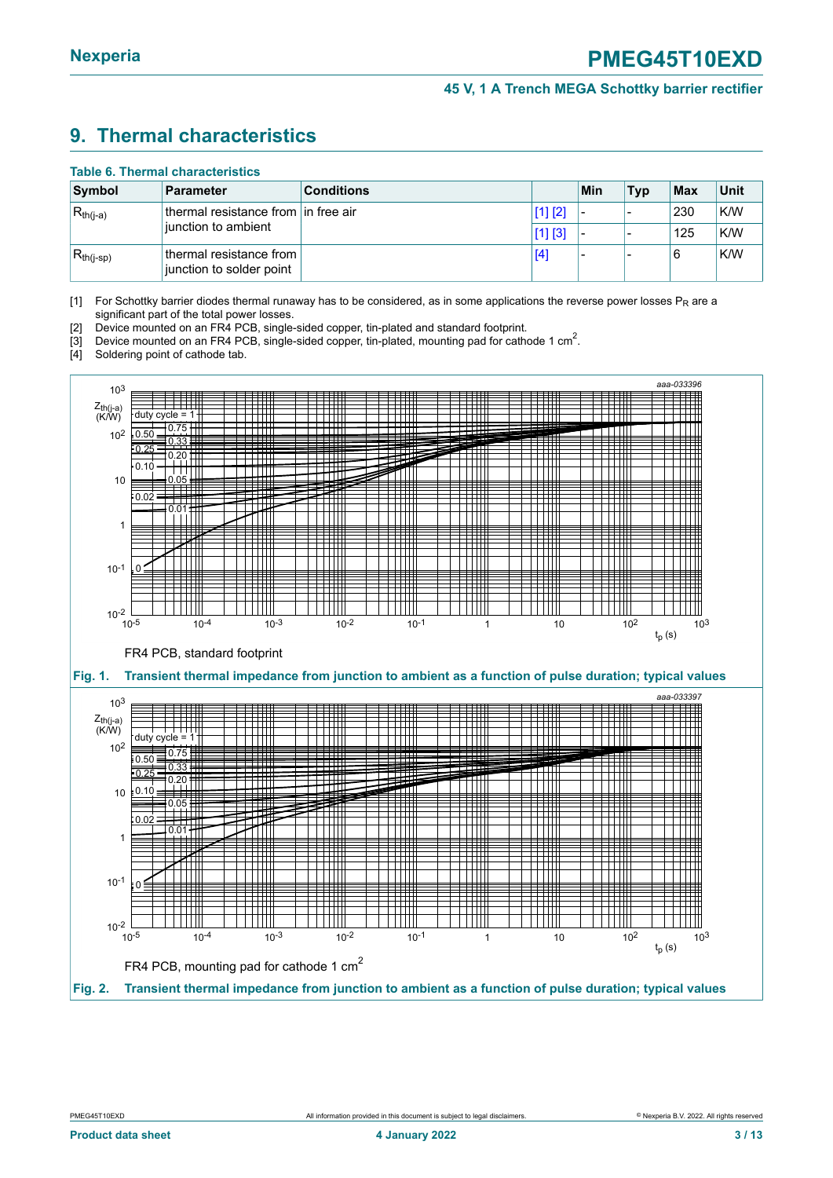# 9. Thermal characteristics

**Table 6. Thermal characteristics**

| Symbol | Parameter | Conditions | | Min | Typ | Max | Unit |
|---|---|---|---|---|---|---|---|
| $R_{th(j-a)}$ | thermal resistance from junction to ambient | in free air | [1] [2] | - | - | 230 | K/W |
| | | | [1] [3] | - | - | 125 | K/W |
| $R_{th(j-sp)}$ | thermal resistance from junction to solder point | | [4] | - | - | 6 | K/W |

[1] For Schottky barrier diodes thermal runaway has to be considered, as in some applications the reverse power losses $P_R$ are a significant part of the total power losses.

[2] Device mounted on an FR4 PCB, single-sided copper, tin-plated and standard footprint.

[3] Device mounted on an FR4 PCB, single-sided copper, tin-plated, mounting pad for cathode 1 $cm^2$.

[4] Soldering point of cathode tab.

FR4 PCB, standard footprint

**Fig. 1. Transient thermal impedance from junction to ambient as a function of pulse duration; typical values**

FR4 PCB, mounting pad for cathode 1 $cm^2$

**Fig. 2. Transient thermal impedance from junction to ambient as a function of pulse duration; typical values**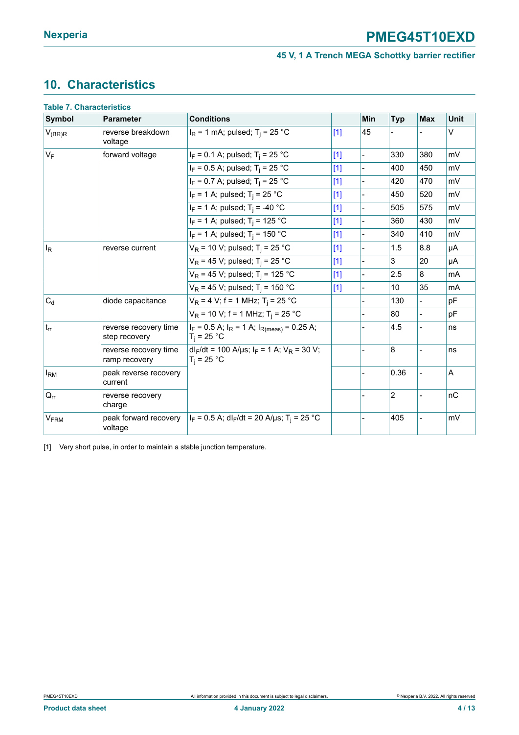## 10. Characteristics

**Table 7. Characteristics**

| Symbol | Parameter | Conditions | | Min | Typ | Max | Unit |
|---|---|---|---|---|---|---|---|
| $V_{(BR)R}$ | reverse breakdown voltage | $I_R$ = 1 mA; pulsed; $T_j$ = 25 °C | [1] | 45 | - | - | V |
| $V_F$ | forward voltage | $I_F$ = 0.1 A; pulsed; $T_j$ = 25 °C | [1] | - | 330 | 380 | mV |
| | | $I_F$ = 0.5 A; pulsed; $T_j$ = 25 °C | [1] | - | 400 | 450 | mV |
| | | $I_F$ = 0.7 A; pulsed; $T_j$ = 25 °C | [1] | - | 420 | 470 | mV |
| | | $I_F$ = 1 A; pulsed; $T_j$ = 25 °C | [1] | - | 450 | 520 | mV |
| | | $I_F$ = 1 A; pulsed; $T_j$ = -40 °C | [1] | - | 505 | 575 | mV |
| | | $I_F$ = 1 A; pulsed; $T_j$ = 125 °C | [1] | - | 360 | 430 | mV |
| | | $I_F$ = 1 A; pulsed; $T_j$ = 150 °C | [1] | - | 340 | 410 | mV |
| $I_R$ | reverse current | $V_R$ = 10 V; pulsed; $T_j$ = 25 °C | [1] | - | 1.5 | 8.8 | µA |
| | | $V_R$ = 45 V; pulsed; $T_j$ = 25 °C | [1] | - | 3 | 20 | µA |
| | | $V_R$ = 45 V; pulsed; $T_j$ = 125 °C | [1] | - | 2.5 | 8 | mA |
| | | $V_R$ = 45 V; pulsed; $T_j$ = 150 °C | [1] | - | 10 | 35 | mA |
| $C_d$ | diode capacitance | $V_R$ = 4 V; f = 1 MHz; $T_j$ = 25 °C | | - | 130 | - | pF |
| | | $V_R$ = 10 V; f = 1 MHz; $T_j$ = 25 °C | | - | 80 | - | pF |
| $t_{rr}$ | reverse recovery time step recovery | $I_F$ = 0.5 A; $I_R$ = 1 A; $I_{R(meas)}$ = 0.25 A; $T_j$ = 25 °C | | - | 4.5 | - | ns |
| | reverse recovery time ramp recovery | $dI_F/dt$ = 100 A/µs; $I_F$ = 1 A; $V_R$ = 30 V; $T_j$ = 25 °C | | - | 8 | - | ns |
| $I_{RM}$ | peak reverse recovery current | | | - | 0.36 | - | A |
| $Q_{rr}$ | reverse recovery charge | | | - | 2 | - | nC |
| $V_{FRM}$ | peak forward recovery voltage | $I_F$ = 0.5 A; $dI_F/dt$ = 20 A/µs; $T_j$ = 25 °C | | - | 405 | - | mV |

[1] Very short pulse, in order to maintain a stable junction temperature.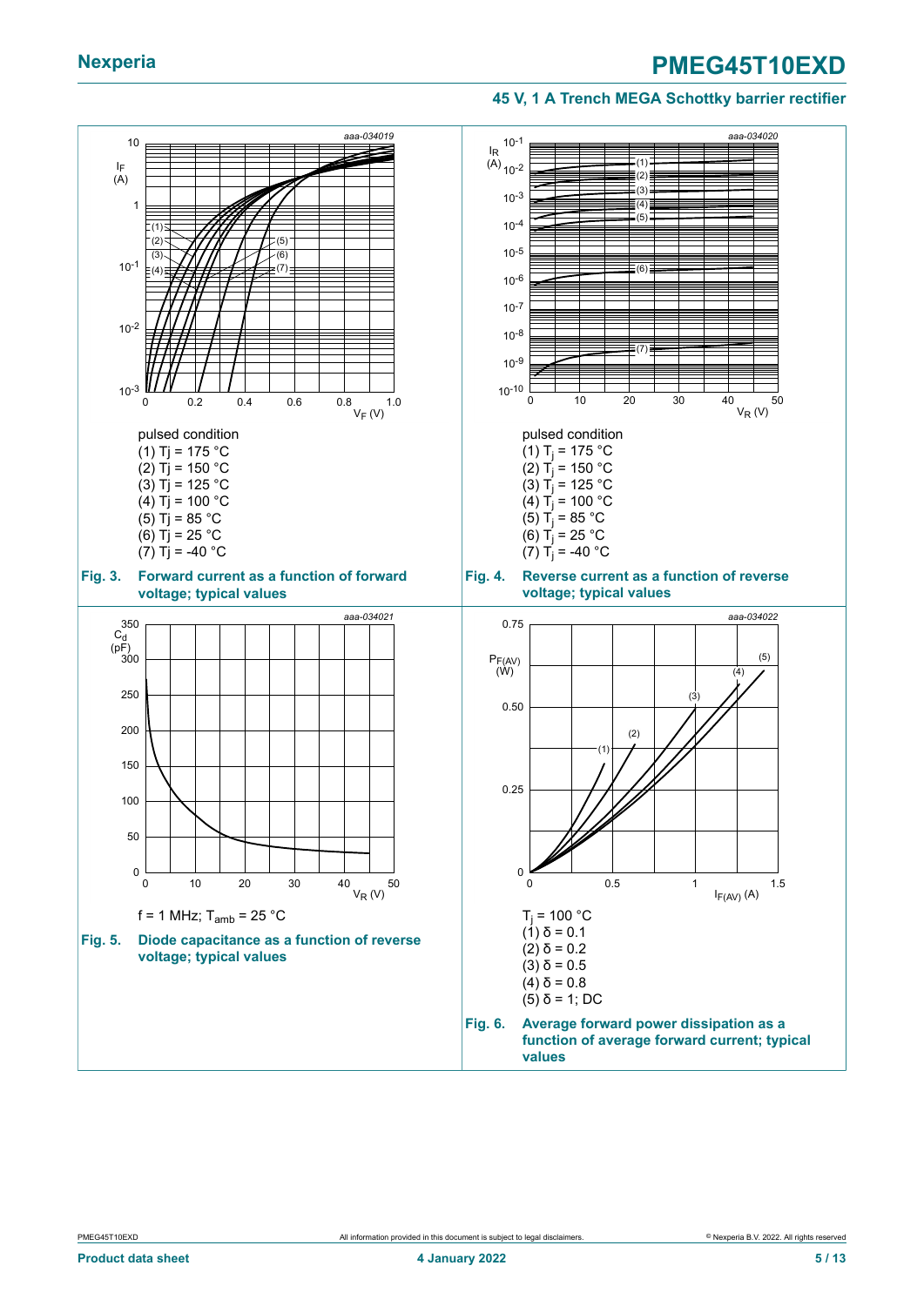aaa-034019

pulsed condition
(1) $T_j$ = 175 °C
(2) $T_j$ = 150 °C
(3) $T_j$ = 125 °C
(4) $T_j$ = 100 °C
(5) $T_j$ = 85 °C
(6) $T_j$ = 25 °C
(7) $T_j$ = -40 °C

**Fig. 3. Forward current as a function of forward voltage; typical values**

aaa-034020

pulsed condition
(1) $T_j$ = 175 °C
(2) $T_j$ = 150 °C
(3) $T_j$ = 125 °C
(4) $T_j$ = 100 °C
(5) $T_j$ = 85 °C
(6) $T_j$ = 25 °C
(7) $T_j$ = -40 °C

**Fig. 4. Reverse current as a function of reverse voltage; typical values**

aaa-034021

f = 1 MHz; $T_{amb}$ = 25 °C

**Fig. 5. Diode capacitance as a function of reverse voltage; typical values**

aaa-034022

$T_j$ = 100 °C
(1) δ = 0.1
(2) δ = 0.2
(3) δ = 0.5
(4) δ = 0.8
(5) δ = 1; DC

**Fig. 6. Average forward power dissipation as a function of average forward current; typical values**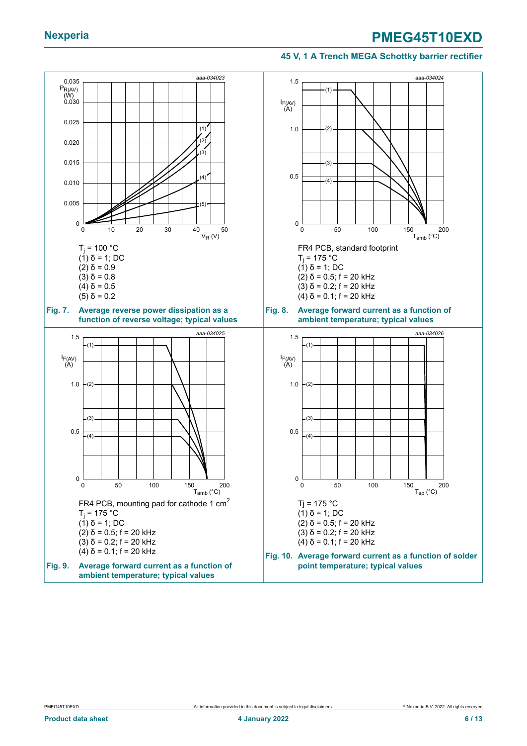$T_j = 100$ °C
(1) δ = 1; DC
(2) δ = 0.9
(3) δ = 0.8
(4) δ = 0.5
(5) δ = 0.2

**Fig. 7. Average reverse power dissipation as a function of reverse voltage; typical values**

FR4 PCB, standard footprint
$T_j = 175$ °C
(1) δ = 1; DC
(2) δ = 0.5; f = 20 kHz
(3) δ = 0.2; f = 20 kHz
(4) δ = 0.1; f = 20 kHz

**Fig. 8. Average forward current as a function of ambient temperature; typical values**

FR4 PCB, mounting pad for cathode 1 $cm^2$
$T_j = 175$ °C
(1) δ = 1; DC
(2) δ = 0.5; f = 20 kHz
(3) δ = 0.2; f = 20 kHz
(4) δ = 0.1; f = 20 kHz

**Fig. 9. Average forward current as a function of ambient temperature; typical values**

Tj = 175 °C
(1) δ = 1; DC
(2) δ = 0.5; f = 20 kHz
(3) δ = 0.2; f = 20 kHz
(4) δ = 0.1; f = 20 kHz

**Fig. 10. Average forward current as a function of solder point temperature; typical values**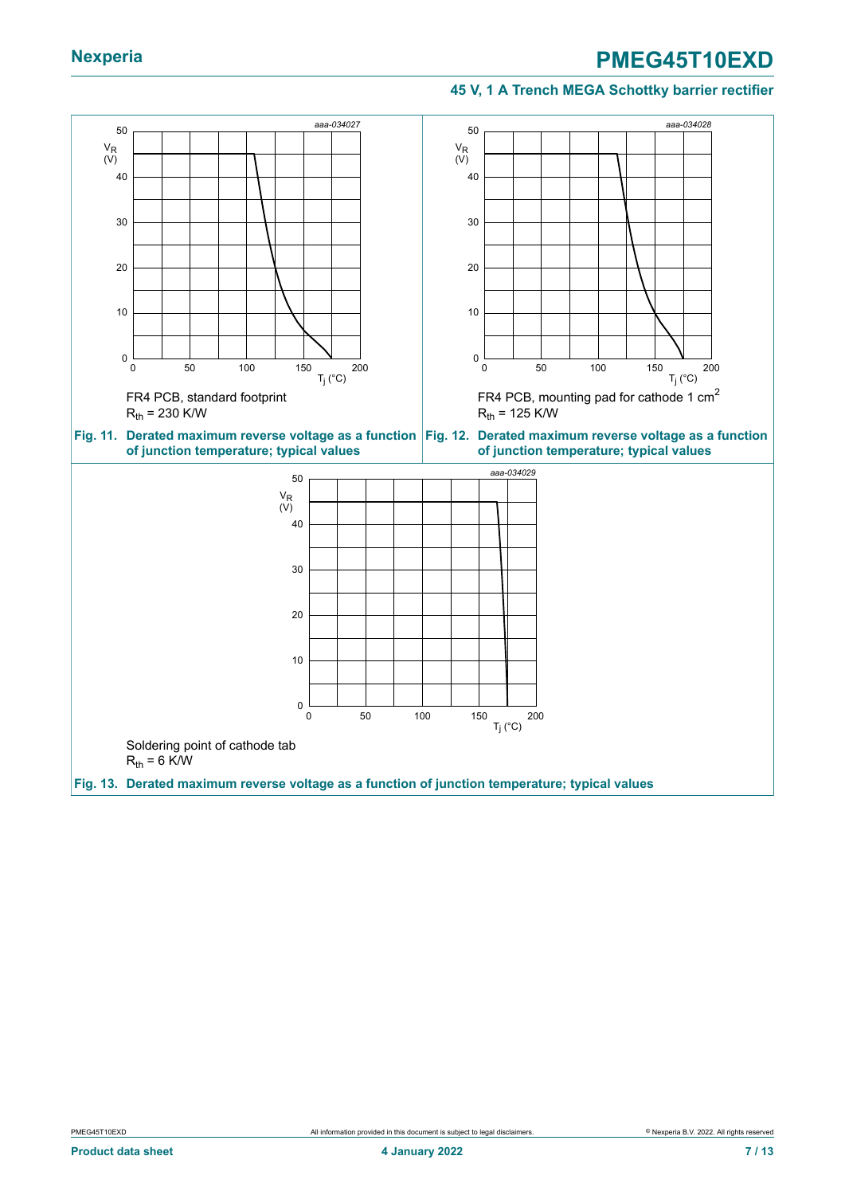FR4 PCB, standard footprint
$R_{th}$ = 230 K/W

**Fig. 11. Derated maximum reverse voltage as a function of junction temperature; typical values**

FR4 PCB, mounting pad for cathode 1 $cm^2$
$R_{th}$ = 125 K/W

**Fig. 12. Derated maximum reverse voltage as a function of junction temperature; typical values**

Soldering point of cathode tab
$R_{th}$ = 6 K/W

**Fig. 13. Derated maximum reverse voltage as a function of junction temperature; typical values**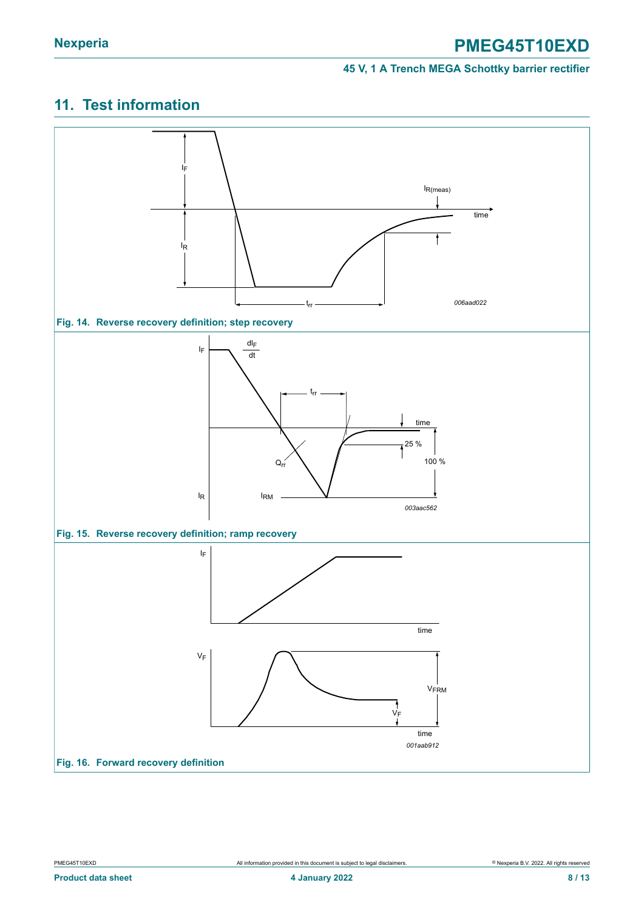## 11. Test information

Fig. 14. Reverse recovery definition; step recovery

Fig. 15. Reverse recovery definition; ramp recovery

Fig. 16. Forward recovery definition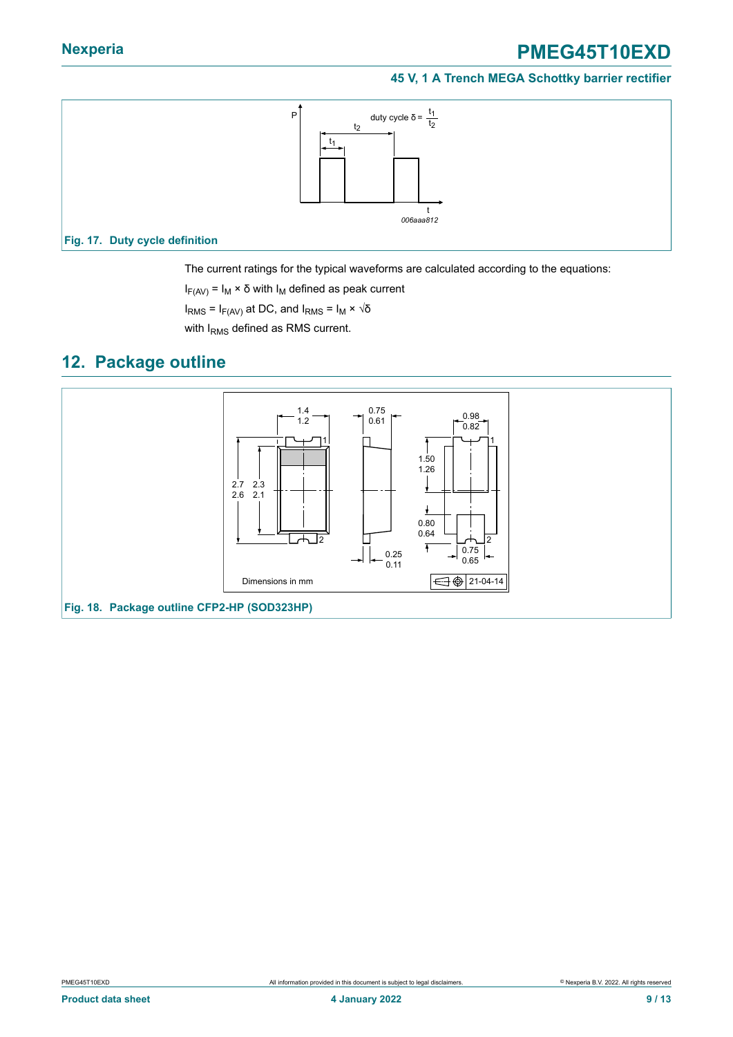Fig. 17. Duty cycle definition

The current ratings for the typical waveforms are calculated according to the equations:

$I_{F(AV)} = I_M \times \delta$ with $I_M$ defined as peak current

$I_{RMS} = I_{F(AV)}$ at DC, and $I_{RMS} = I_M \times \sqrt{\delta}$

with $I_{RMS}$ defined as RMS current.

## 12. Package outline

Fig. 18. Package outline CFP2-HP (SOD323HP)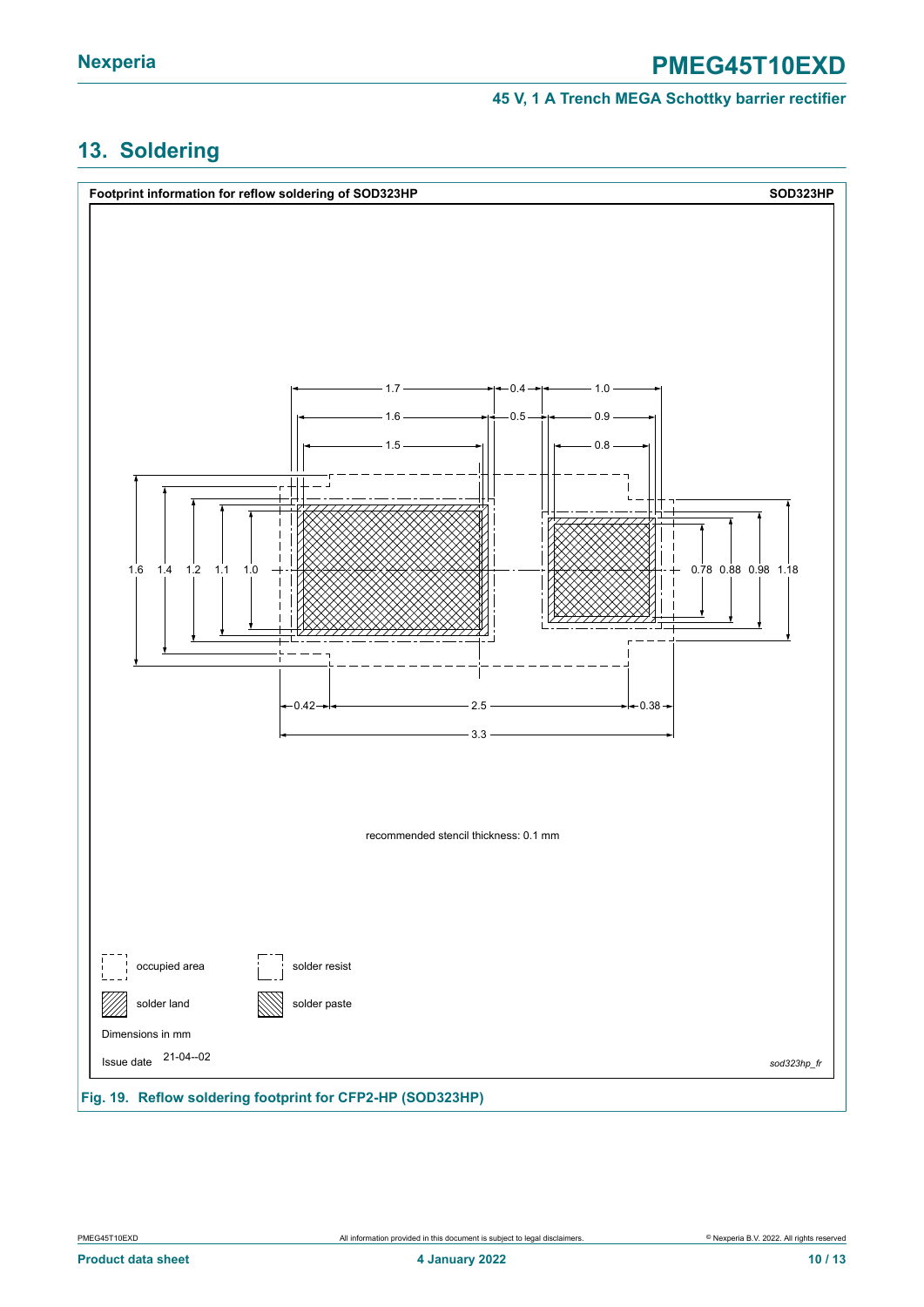## 13. Soldering

**Footprint information for reflow soldering of SOD323HP** **SOD323HP**

1.7 0.4 1.0
1.6 0.5 0.9
1.5 0.8

1.6 1.4 1.2 1.1 1.0 0.78 0.88 0.98 1.18

0.42 2.5 0.38
3.3

recommended stencil thickness: 0.1 mm

occupied area | solder resist
solder land | solder paste

Dimensions in mm

Issue date 21-04--02

*sod323hp_fr*

**Fig. 19. Reflow soldering footprint for CFP2-HP (SOD323HP)**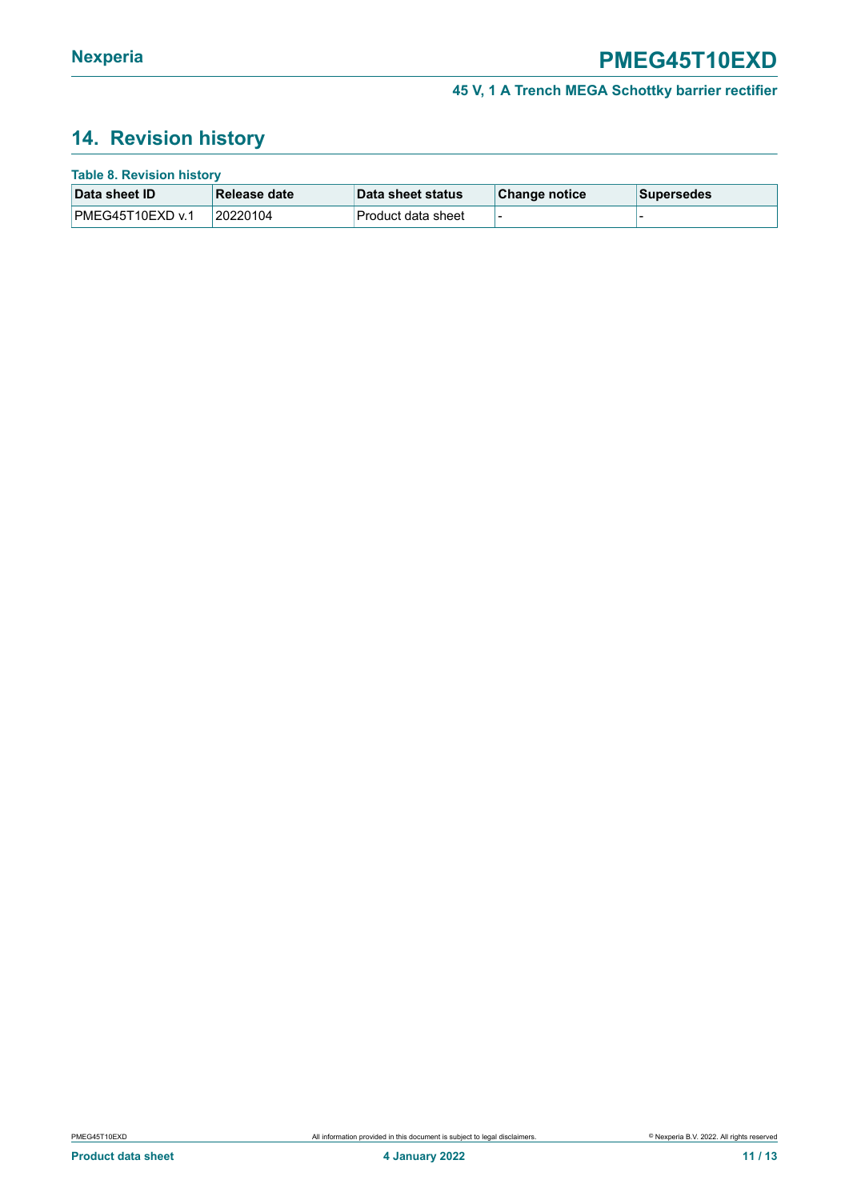## 14. Revision history

**Table 8. Revision history**

| Data sheet ID | Release date | Data sheet status | Change notice | Supersedes |
|---|---|---|---|---|
| PMEG45T10EXD v.1 | 20220104 | Product data sheet | - | - |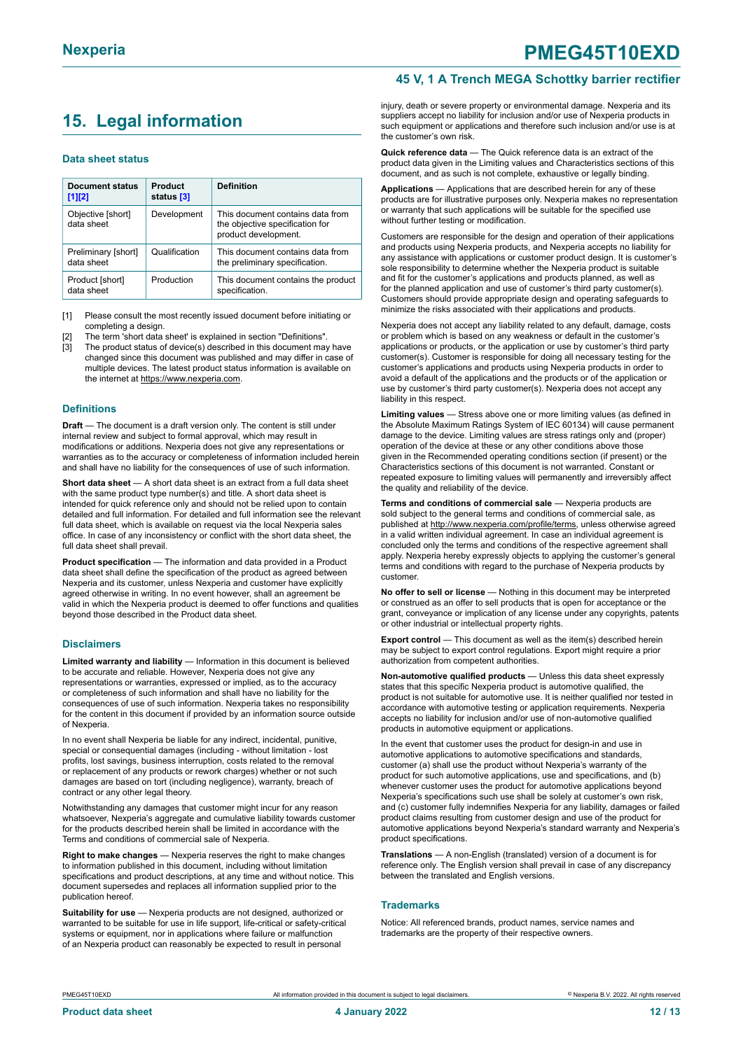## 15. Legal information

### Data sheet status

| Document status [1][2] | Product status [3] | Definition |
|---|---|---|
| Objective [short] data sheet | Development | This document contains data from the objective specification for product development. |
| Preliminary [short] data sheet | Qualification | This document contains data from the preliminary specification. |
| Product [short] data sheet | Production | This document contains the product specification. |

[1] Please consult the most recently issued document before initiating or completing a design.

[2] The term 'short data sheet' is explained in section "Definitions".

[3] The product status of device(s) described in this document may have changed since this document was published and may differ in case of multiple devices. The latest product status information is available on the internet at https://www.nexperia.com.

### Definitions

**Draft** — The document is a draft version only. The content is still under internal review and subject to formal approval, which may result in modifications or additions. Nexperia does not give any representations or warranties as to the accuracy or completeness of information included herein and shall have no liability for the consequences of use of such information.

**Short data sheet** — A short data sheet is an extract from a full data sheet with the same product type number(s) and title. A short data sheet is intended for quick reference only and should not be relied upon to contain detailed and full information. For detailed and full information see the relevant full data sheet, which is available on request via the local Nexperia sales office. In case of any inconsistency or conflict with the short data sheet, the full data sheet shall prevail.

**Product specification** — The information and data provided in a Product data sheet shall define the specification of the product as agreed between Nexperia and its customer, unless Nexperia and customer have explicitly agreed otherwise in writing. In no event however, shall an agreement be valid in which the Nexperia product is deemed to offer functions and qualities beyond those described in the Product data sheet.

### Disclaimers

**Limited warranty and liability** — Information in this document is believed to be accurate and reliable. However, Nexperia does not give any representations or warranties, expressed or implied, as to the accuracy or completeness of such information and shall have no liability for the consequences of use of such information. Nexperia takes no responsibility for the content in this document if provided by an information source outside of Nexperia.

In no event shall Nexperia be liable for any indirect, incidental, punitive, special or consequential damages (including - without limitation - lost profits, lost savings, business interruption, costs related to the removal or replacement of any products or rework charges) whether or not such damages are based on tort (including negligence), warranty, breach of contract or any other legal theory.

Notwithstanding any damages that customer might incur for any reason whatsoever, Nexperia's aggregate and cumulative liability towards customer for the products described herein shall be limited in accordance with the Terms and conditions of commercial sale of Nexperia.

**Right to make changes** — Nexperia reserves the right to make changes to information published in this document, including without limitation specifications and product descriptions, at any time and without notice. This document supersedes and replaces all information supplied prior to the publication hereof.

**Suitability for use** — Nexperia products are not designed, authorized or warranted to be suitable for use in life support, life-critical or safety-critical systems or equipment, nor in applications where failure or malfunction of an Nexperia product can reasonably be expected to result in personal injury, death or severe property or environmental damage. Nexperia and its suppliers accept no liability for inclusion and/or use of Nexperia products in such equipment or applications and therefore such inclusion and/or use is at the customer's own risk.

**Quick reference data** — The Quick reference data is an extract of the product data given in the Limiting values and Characteristics sections of this document, and as such is not complete, exhaustive or legally binding.

**Applications** — Applications that are described herein for any of these products are for illustrative purposes only. Nexperia makes no representation or warranty that such applications will be suitable for the specified use without further testing or modification.

Customers are responsible for the design and operation of their applications and products using Nexperia products, and Nexperia accepts no liability for any assistance with applications or customer product design. It is customer's sole responsibility to determine whether the Nexperia product is suitable and fit for the customer's applications and products planned, as well as for the planned application and use of customer's third party customer(s). Customers should provide appropriate design and operating safeguards to minimize the risks associated with their applications and products.

Nexperia does not accept any liability related to any default, damage, costs or problem which is based on any weakness or default in the customer's applications or products, or the application or use by customer's third party customer(s). Customer is responsible for doing all necessary testing for the customer's applications and products using Nexperia products in order to avoid a default of the applications and the products or of the application or use by customer's third party customer(s). Nexperia does not accept any liability in this respect.

**Limiting values** — Stress above one or more limiting values (as defined in the Absolute Maximum Ratings System of IEC 60134) will cause permanent damage to the device. Limiting values are stress ratings only and (proper) operation of the device at these or any other conditions above those given in the Recommended operating conditions section (if present) or the Characteristics sections of this document is not warranted. Constant or repeated exposure to limiting values will permanently and irreversibly affect the quality and reliability of the device.

**Terms and conditions of commercial sale** — Nexperia products are sold subject to the general terms and conditions of commercial sale, as published at http://www.nexperia.com/profile/terms, unless otherwise agreed in a valid written individual agreement. In case an individual agreement is concluded only the terms and conditions of the respective agreement shall apply. Nexperia hereby expressly objects to applying the customer's general terms and conditions with regard to the purchase of Nexperia products by customer.

**No offer to sell or license** — Nothing in this document may be interpreted or construed as an offer to sell products that is open for acceptance or the grant, conveyance or implication of any license under any copyrights, patents or other industrial or intellectual property rights.

**Export control** — This document as well as the item(s) described herein may be subject to export control regulations. Export might require a prior authorization from competent authorities.

**Non-automotive qualified products** — Unless this data sheet expressly states that this specific Nexperia product is automotive qualified, the product is not suitable for automotive use. It is neither qualified nor tested in accordance with automotive testing or application requirements. Nexperia accepts no liability for inclusion and/or use of non-automotive qualified products in automotive equipment or applications.

In the event that customer uses the product for design-in and use in automotive applications to automotive specifications and standards, customer (a) shall use the product without Nexperia's warranty of the product for such automotive applications, use and specifications, and (b) whenever customer uses the product for automotive applications beyond Nexperia's specifications such use shall be solely at customer's own risk, and (c) customer fully indemnifies Nexperia for any liability, damages or failed product claims resulting from customer design and use of the product for automotive applications beyond Nexperia's standard warranty and Nexperia's product specifications.

**Translations** — A non-English (translated) version of a document is for reference only. The English version shall prevail in case of any discrepancy between the translated and English versions.

### Trademarks

Notice: All referenced brands, product names, service names and trademarks are the property of their respective owners.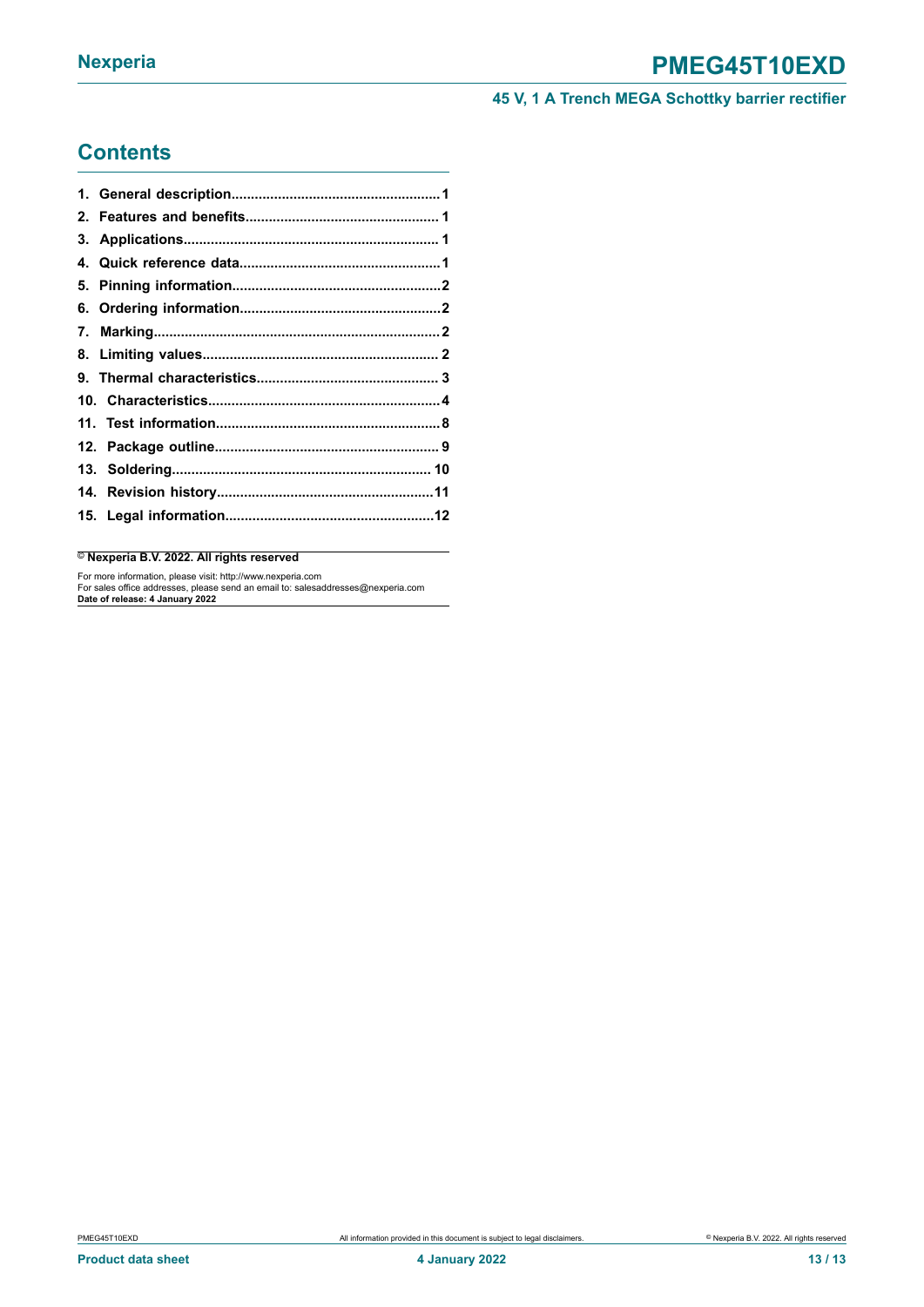## Contents

1. General description.....................................................1
2. Features and benefits.................................................1
3. Applications.................................................................1
4. Quick reference data...................................................1
5. Pinning information.....................................................2
6. Ordering information...................................................2
7. Marking.........................................................................2
8. Limiting values............................................................2
9. Thermal characteristics..............................................3
10. Characteristics...........................................................4
11. Test information.........................................................8
12. Package outline.........................................................9
13. Soldering..................................................................10
14. Revision history.......................................................11
15. Legal information.....................................................12

**© Nexperia B.V. 2022. All rights reserved**

For more information, please visit: http://www.nexperia.com
For sales office addresses, please send an email to: salesaddresses@nexperia.com
**Date of release: 4 January 2022**